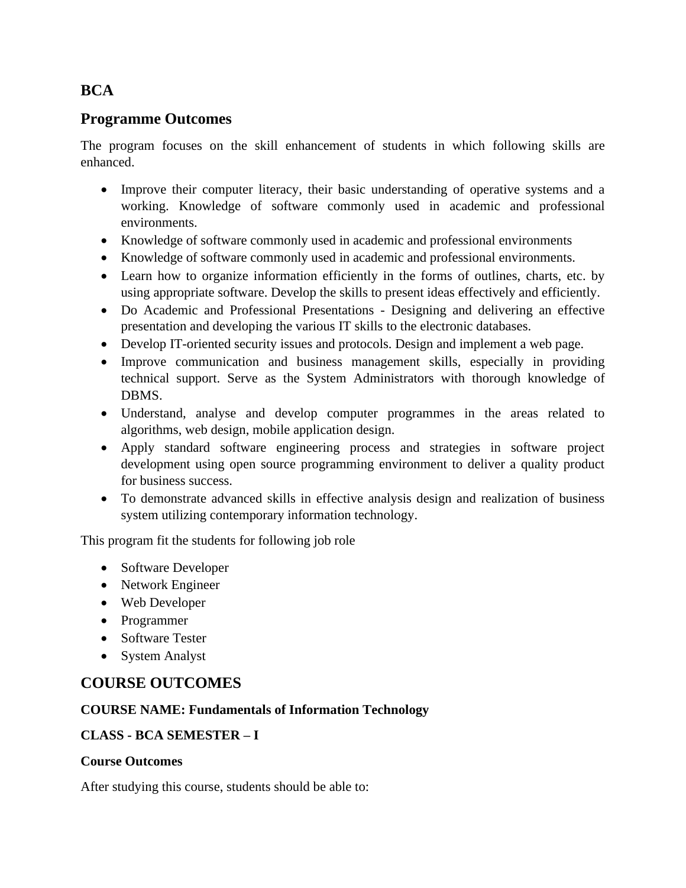# BCA

## Programme Outcomes

The program focuses on the skill enhancement of students in which following skills are enhanced.

- Improve their computer literacy, their basic understanding of operative systems and a working. Knowledge of software commonly used in academic and professional environments.
- Knowledge of software commonly used in academic and professional environments
- Knowledge of software commonly used in academic and professional environments.
- Learn how to organize information efficiently in the forms of outlines, charts, etc. by using appropriate software. Develop the skills to present ideas effectively and efficiently.
- Do Academic and Professional Presentations - Designing and delivering an effective presentation and developing the various IT skills to the electronic databases.
- Develop IT-oriented security issues and protocols. Design and implement a web page.
- Improve communication and business management skills, especially in providing technical support. Serve as the System Administrators with thorough knowledge of DBMS.
- Understand, analyse and develop computer programmes in the areas related to algorithms, web design, mobile application design.
- Apply standard software engineering process and strategies in software project development using open source programming environment to deliver a quality product for business success.
- To demonstrate advanced skills in effective analysis design and realization of business system utilizing contemporary information technology.

This program fit the students for following job role

- Software Developer
- Network Engineer
- Web Developer
- Programmer
- Software Tester
- System Analyst

## COURSE OUTCOMES

**COURSE NAME: Fundamentals of Information Technology**

**CLASS - BCA SEMESTER – I**

**Course Outcomes**

After studying this course, students should be able to: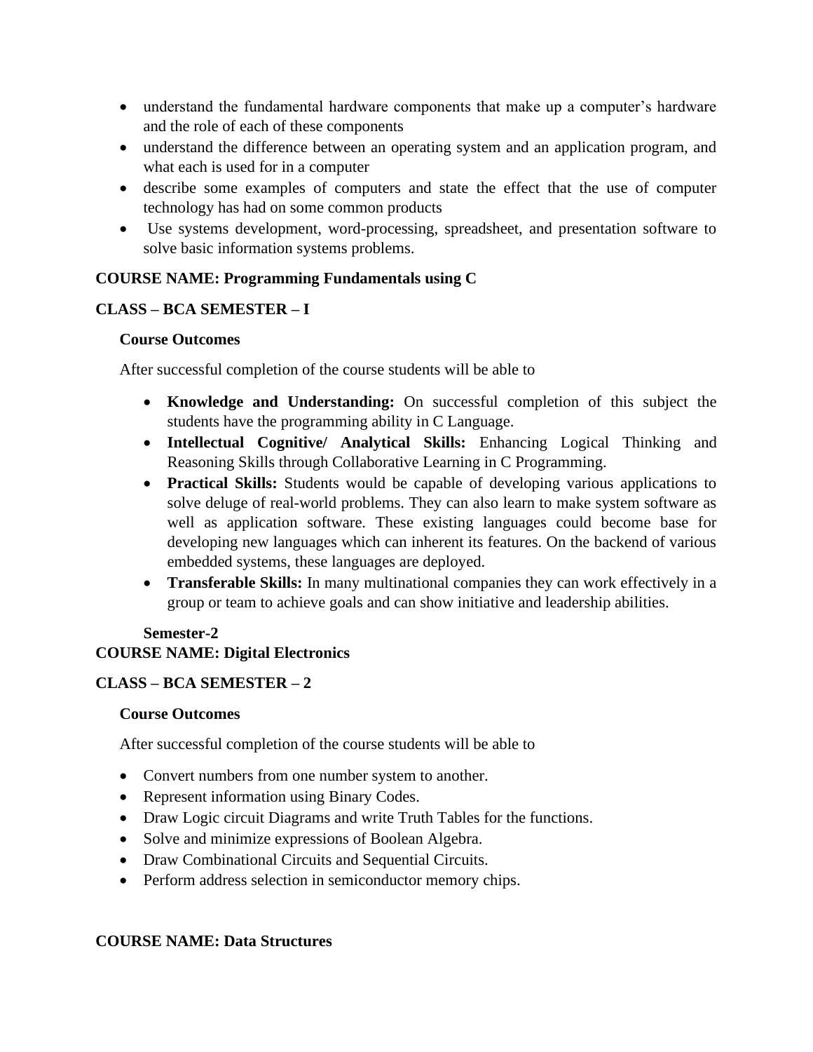- understand the fundamental hardware components that make up a computer's hardware and the role of each of these components
- understand the difference between an operating system and an application program, and what each is used for in a computer
- describe some examples of computers and state the effect that the use of computer technology has had on some common products
- Use systems development, word-processing, spreadsheet, and presentation software to solve basic information systems problems.

**COURSE NAME: Programming Fundamentals using C**

**CLASS – BCA SEMESTER – I**

**Course Outcomes**

After successful completion of the course students will be able to

- **Knowledge and Understanding:** On successful completion of this subject the students have the programming ability in C Language.
- **Intellectual Cognitive/ Analytical Skills:** Enhancing Logical Thinking and Reasoning Skills through Collaborative Learning in C Programming.
- **Practical Skills:** Students would be capable of developing various applications to solve deluge of real-world problems. They can also learn to make system software as well as application software. These existing languages could become base for developing new languages which can inherent its features. On the backend of various embedded systems, these languages are deployed.
- **Transferable Skills:** In many multinational companies they can work effectively in a group or team to achieve goals and can show initiative and leadership abilities.

**Semester-2**

**COURSE NAME: Digital Electronics**

**CLASS – BCA SEMESTER – 2**

**Course Outcomes**

After successful completion of the course students will be able to

- Convert numbers from one number system to another.
- Represent information using Binary Codes.
- Draw Logic circuit Diagrams and write Truth Tables for the functions.
- Solve and minimize expressions of Boolean Algebra.
- Draw Combinational Circuits and Sequential Circuits.
- Perform address selection in semiconductor memory chips.

**COURSE NAME: Data Structures**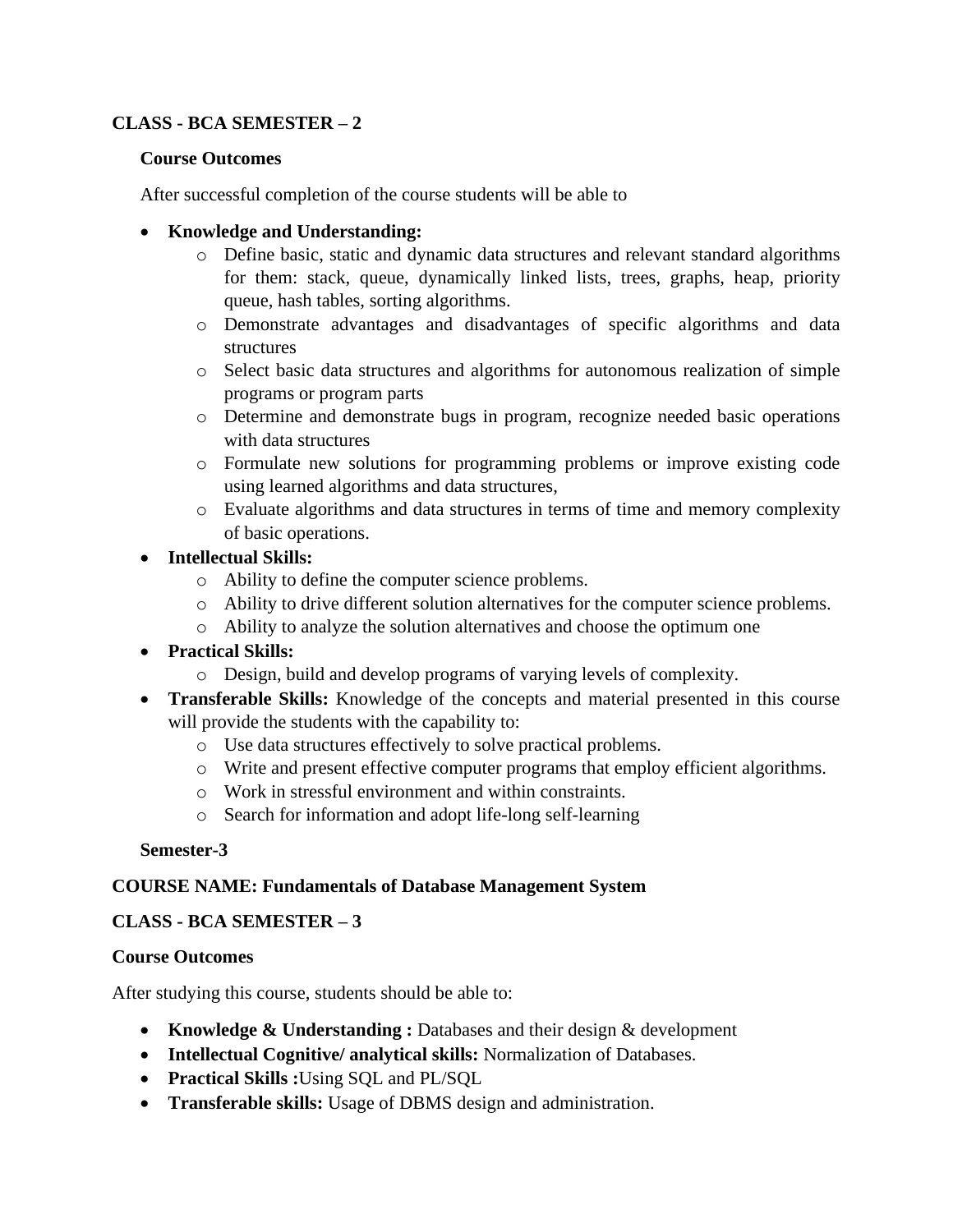**CLASS - BCA SEMESTER – 2**

**Course Outcomes**

After successful completion of the course students will be able to

- **Knowledge and Understanding:**
    - Define basic, static and dynamic data structures and relevant standard algorithms for them: stack, queue, dynamically linked lists, trees, graphs, heap, priority queue, hash tables, sorting algorithms.
    - Demonstrate advantages and disadvantages of specific algorithms and data structures
    - Select basic data structures and algorithms for autonomous realization of simple programs or program parts
    - Determine and demonstrate bugs in program, recognize needed basic operations with data structures
    - Formulate new solutions for programming problems or improve existing code using learned algorithms and data structures,
    - Evaluate algorithms and data structures in terms of time and memory complexity of basic operations.
- **Intellectual Skills:**
    - Ability to define the computer science problems.
    - Ability to drive different solution alternatives for the computer science problems.
    - Ability to analyze the solution alternatives and choose the optimum one
- **Practical Skills:**
    - Design, build and develop programs of varying levels of complexity.
- **Transferable Skills:** Knowledge of the concepts and material presented in this course will provide the students with the capability to:
    - Use data structures effectively to solve practical problems.
    - Write and present effective computer programs that employ efficient algorithms.
    - Work in stressful environment and within constraints.
    - Search for information and adopt life-long self-learning

**Semester-3**

**COURSE NAME: Fundamentals of Database Management System**

**CLASS - BCA SEMESTER – 3**

**Course Outcomes**

After studying this course, students should be able to:

- **Knowledge & Understanding :** Databases and their design & development
- **Intellectual Cognitive/ analytical skills:** Normalization of Databases.
- **Practical Skills :**Using SQL and PL/SQL
- **Transferable skills:** Usage of DBMS design and administration.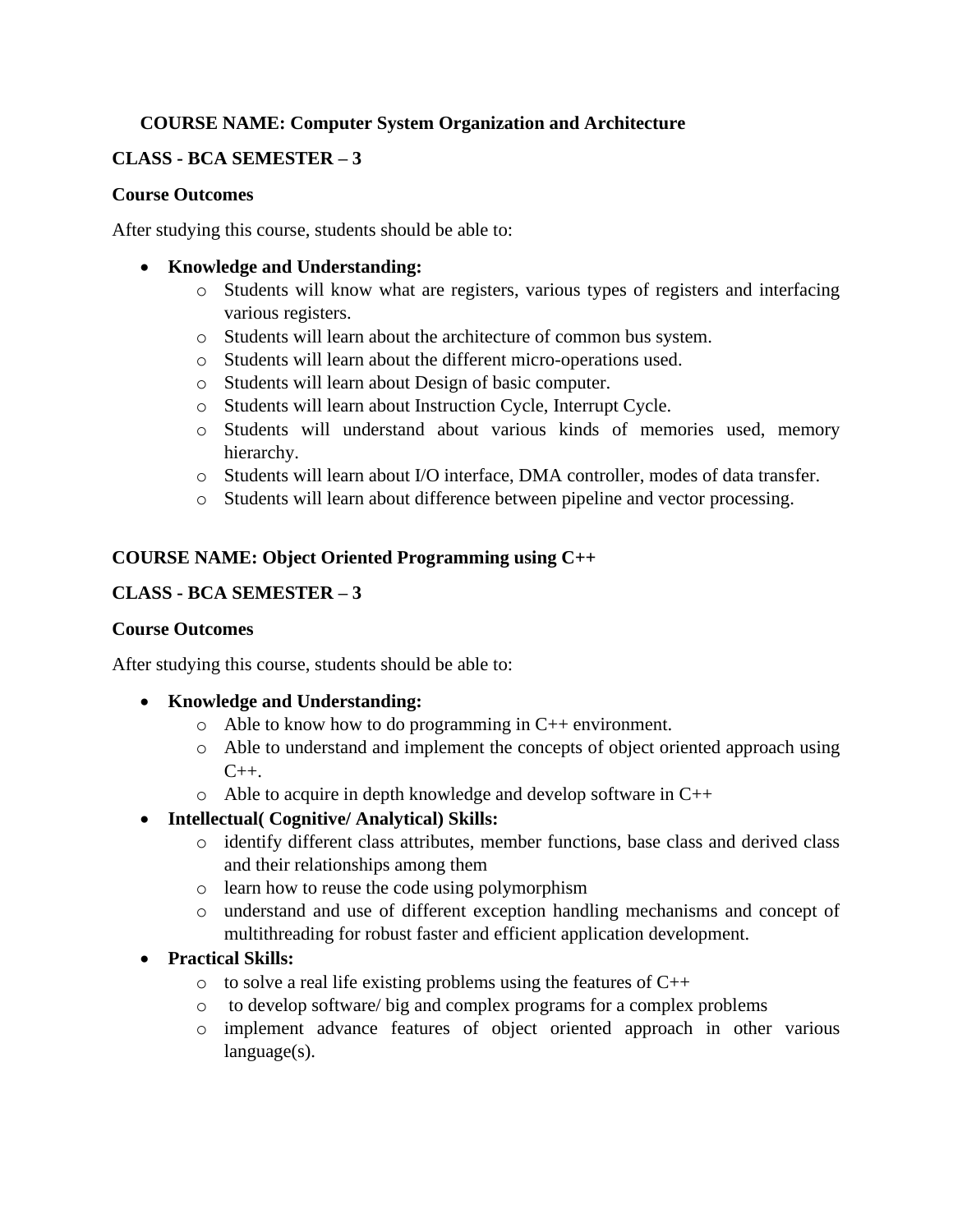**COURSE NAME: Computer System Organization and Architecture**

**CLASS - BCA SEMESTER – 3**

**Course Outcomes**

After studying this course, students should be able to:

- **Knowledge and Understanding:**
  - Students will know what are registers, various types of registers and interfacing various registers.
  - Students will learn about the architecture of common bus system.
  - Students will learn about the different micro-operations used.
  - Students will learn about Design of basic computer.
  - Students will learn about Instruction Cycle, Interrupt Cycle.
  - Students will understand about various kinds of memories used, memory hierarchy.
  - Students will learn about I/O interface, DMA controller, modes of data transfer.
  - Students will learn about difference between pipeline and vector processing.

**COURSE NAME: Object Oriented Programming using C++**

**CLASS - BCA SEMESTER – 3**

**Course Outcomes**

After studying this course, students should be able to:

- **Knowledge and Understanding:**
  - Able to know how to do programming in C++ environment.
  - Able to understand and implement the concepts of object oriented approach using C++.
  - Able to acquire in depth knowledge and develop software in C++
- **Intellectual( Cognitive/ Analytical) Skills:**
  - identify different class attributes, member functions, base class and derived class and their relationships among them
  - learn how to reuse the code using polymorphism
  - understand and use of different exception handling mechanisms and concept of multithreading for robust faster and efficient application development.
- **Practical Skills:**
  - to solve a real life existing problems using the features of C++
  - to develop software/ big and complex programs for a complex problems
  - implement advance features of object oriented approach in other various language(s).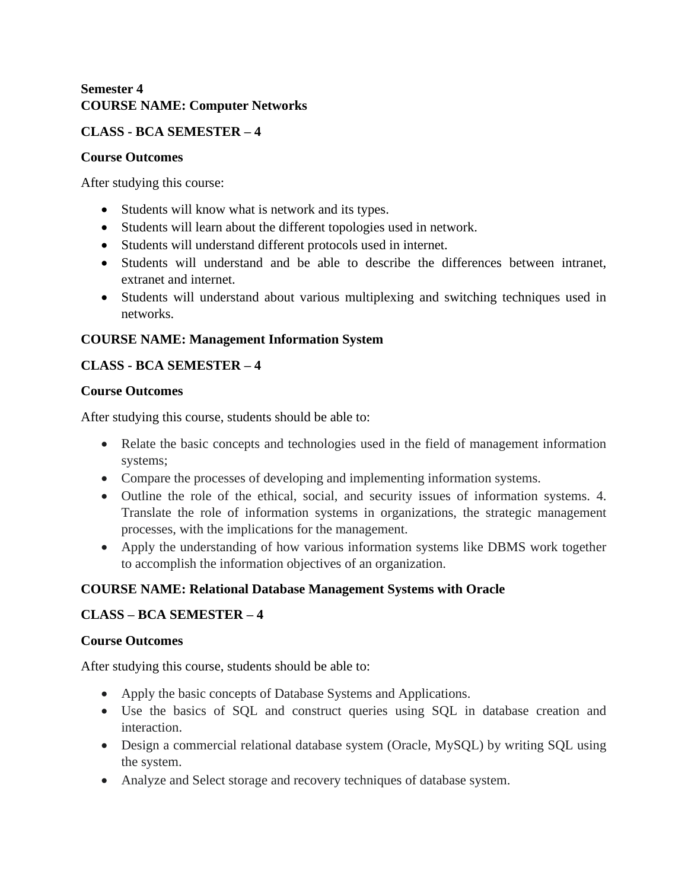**Semester 4**
**COURSE NAME: Computer Networks**

**CLASS - BCA SEMESTER – 4**

**Course Outcomes**

After studying this course:

- Students will know what is network and its types.
- Students will learn about the different topologies used in network.
- Students will understand different protocols used in internet.
- Students will understand and be able to describe the differences between intranet, extranet and internet.
- Students will understand about various multiplexing and switching techniques used in networks.

**COURSE NAME: Management Information System**

**CLASS - BCA SEMESTER – 4**

**Course Outcomes**

After studying this course, students should be able to:

- Relate the basic concepts and technologies used in the field of management information systems;
- Compare the processes of developing and implementing information systems.
- Outline the role of the ethical, social, and security issues of information systems. 4. Translate the role of information systems in organizations, the strategic management processes, with the implications for the management.
- Apply the understanding of how various information systems like DBMS work together to accomplish the information objectives of an organization.

**COURSE NAME: Relational Database Management Systems with Oracle**

**CLASS – BCA SEMESTER – 4**

**Course Outcomes**

After studying this course, students should be able to:

- Apply the basic concepts of Database Systems and Applications.
- Use the basics of SQL and construct queries using SQL in database creation and interaction.
- Design a commercial relational database system (Oracle, MySQL) by writing SQL using the system.
- Analyze and Select storage and recovery techniques of database system.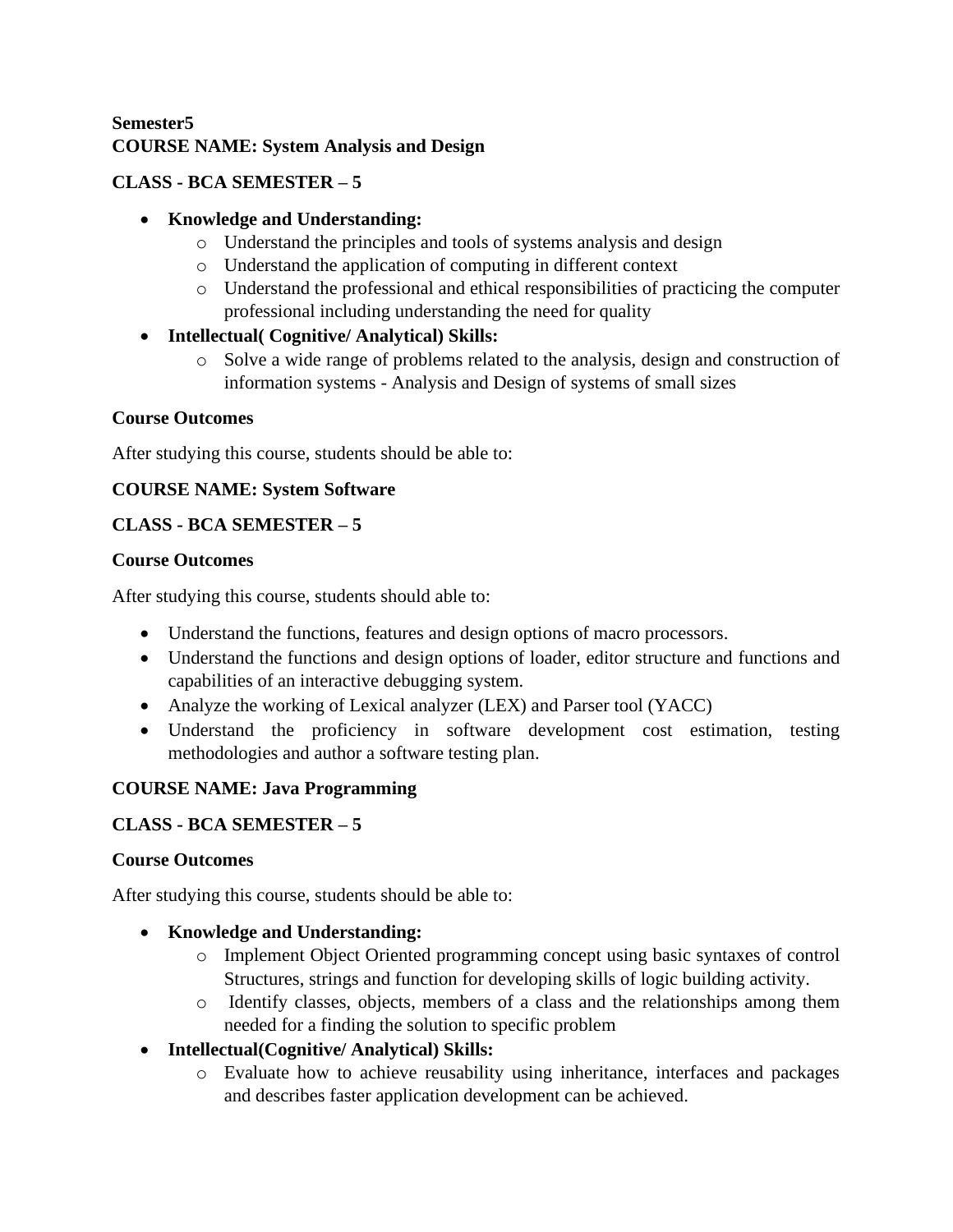**Semester5**
**COURSE NAME: System Analysis and Design**

**CLASS - BCA SEMESTER – 5**

- **Knowledge and Understanding:**
  - Understand the principles and tools of systems analysis and design
  - Understand the application of computing in different context
  - Understand the professional and ethical responsibilities of practicing the computer professional including understanding the need for quality
- **Intellectual( Cognitive/ Analytical) Skills:**
  - Solve a wide range of problems related to the analysis, design and construction of information systems - Analysis and Design of systems of small sizes

**Course Outcomes**

After studying this course, students should be able to:

**COURSE NAME: System Software**

**CLASS - BCA SEMESTER – 5**

**Course Outcomes**

After studying this course, students should able to:

- Understand the functions, features and design options of macro processors.
- Understand the functions and design options of loader, editor structure and functions and capabilities of an interactive debugging system.
- Analyze the working of Lexical analyzer (LEX) and Parser tool (YACC)
- Understand the proficiency in software development cost estimation, testing methodologies and author a software testing plan.

**COURSE NAME: Java Programming**

**CLASS - BCA SEMESTER – 5**

**Course Outcomes**

After studying this course, students should be able to:

- **Knowledge and Understanding:**
  - Implement Object Oriented programming concept using basic syntaxes of control Structures, strings and function for developing skills of logic building activity.
  - Identify classes, objects, members of a class and the relationships among them needed for a finding the solution to specific problem
- **Intellectual(Cognitive/ Analytical) Skills:**
  - Evaluate how to achieve reusability using inheritance, interfaces and packages and describes faster application development can be achieved.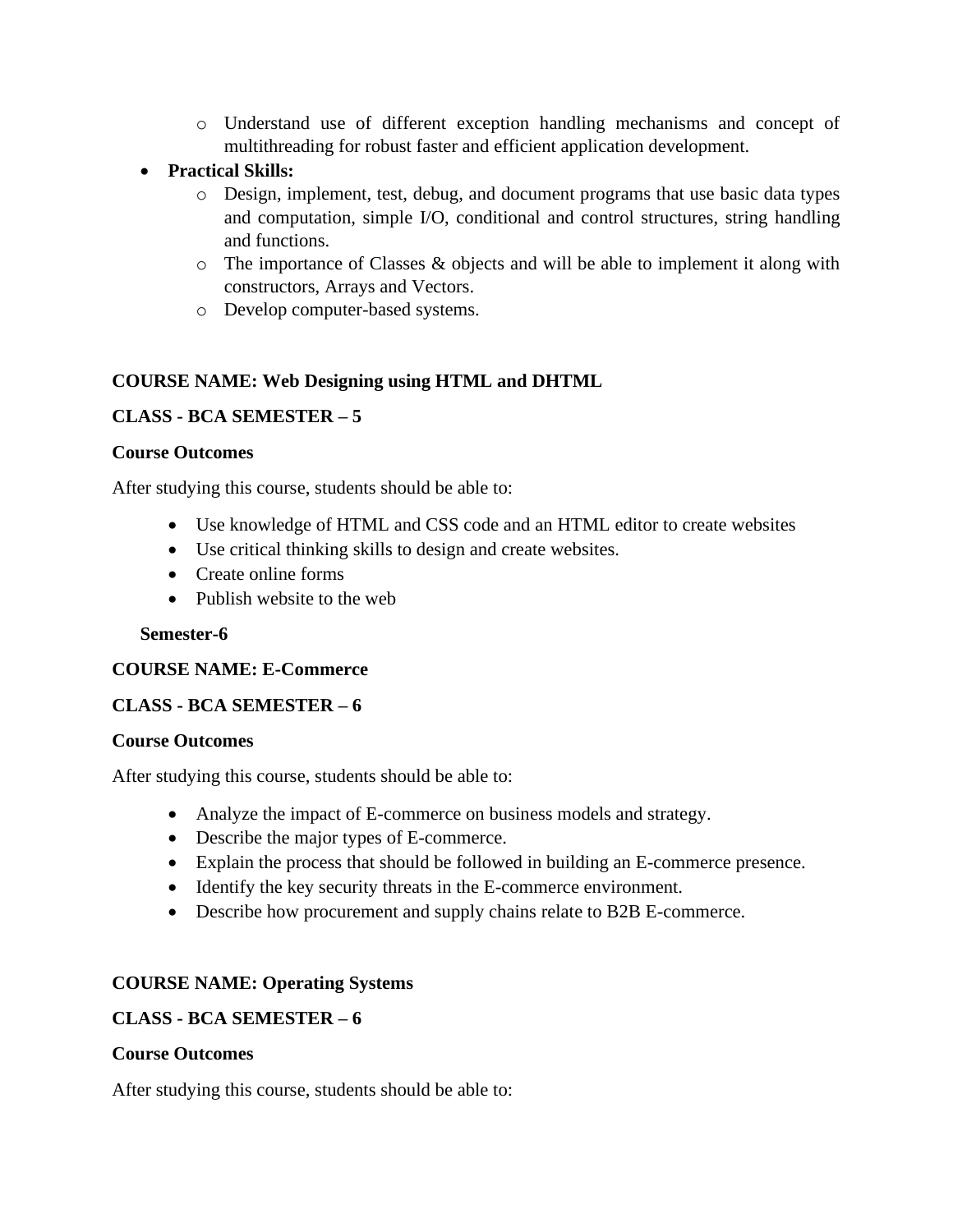- Understand use of different exception handling mechanisms and concept of multithreading for robust faster and efficient application development.
- **Practical Skills:**
    - Design, implement, test, debug, and document programs that use basic data types and computation, simple I/O, conditional and control structures, string handling and functions.
    - The importance of Classes & objects and will be able to implement it along with constructors, Arrays and Vectors.
    - Develop computer-based systems.

**COURSE NAME: Web Designing using HTML and DHTML**

**CLASS - BCA SEMESTER – 5**

**Course Outcomes**

After studying this course, students should be able to:

- Use knowledge of HTML and CSS code and an HTML editor to create websites
- Use critical thinking skills to design and create websites.
- Create online forms
- Publish website to the web

**Semester-6**

**COURSE NAME: E-Commerce**

**CLASS - BCA SEMESTER – 6**

**Course Outcomes**

After studying this course, students should be able to:

- Analyze the impact of E-commerce on business models and strategy.
- Describe the major types of E-commerce.
- Explain the process that should be followed in building an E-commerce presence.
- Identify the key security threats in the E-commerce environment.
- Describe how procurement and supply chains relate to B2B E-commerce.

**COURSE NAME: Operating Systems**

**CLASS - BCA SEMESTER – 6**

**Course Outcomes**

After studying this course, students should be able to: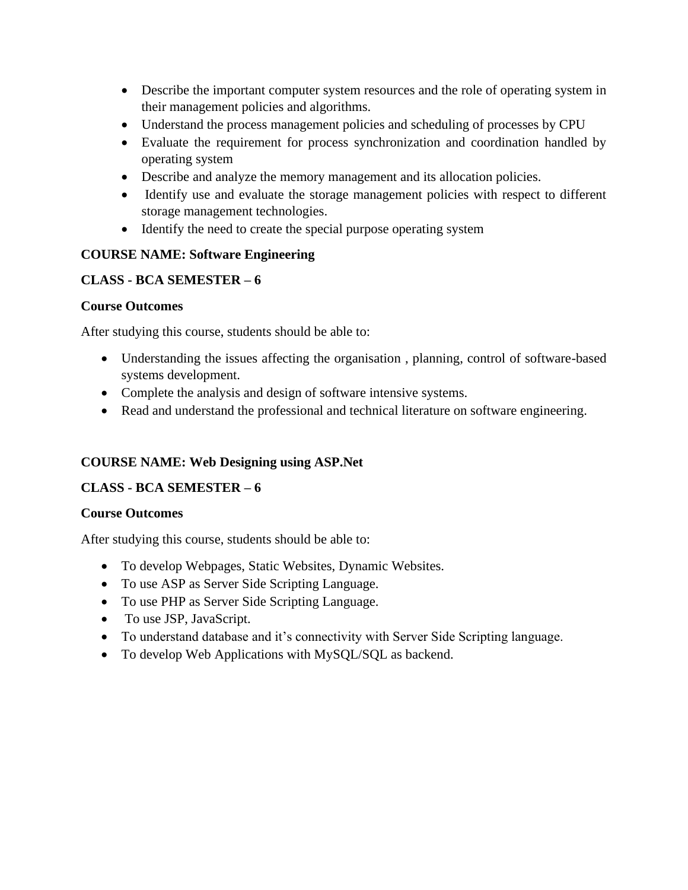- Describe the important computer system resources and the role of operating system in their management policies and algorithms.
- Understand the process management policies and scheduling of processes by CPU
- Evaluate the requirement for process synchronization and coordination handled by operating system
- Describe and analyze the memory management and its allocation policies.
- Identify use and evaluate the storage management policies with respect to different storage management technologies.
- Identify the need to create the special purpose operating system

**COURSE NAME: Software Engineering**

**CLASS - BCA SEMESTER – 6**

**Course Outcomes**

After studying this course, students should be able to:

- Understanding the issues affecting the organisation , planning, control of software-based systems development.
- Complete the analysis and design of software intensive systems.
- Read and understand the professional and technical literature on software engineering.

**COURSE NAME: Web Designing using ASP.Net**

**CLASS - BCA SEMESTER – 6**

**Course Outcomes**

After studying this course, students should be able to:

- To develop Webpages, Static Websites, Dynamic Websites.
- To use ASP as Server Side Scripting Language.
- To use PHP as Server Side Scripting Language.
- To use JSP, JavaScript.
- To understand database and it's connectivity with Server Side Scripting language.
- To develop Web Applications with MySQL/SQL as backend.